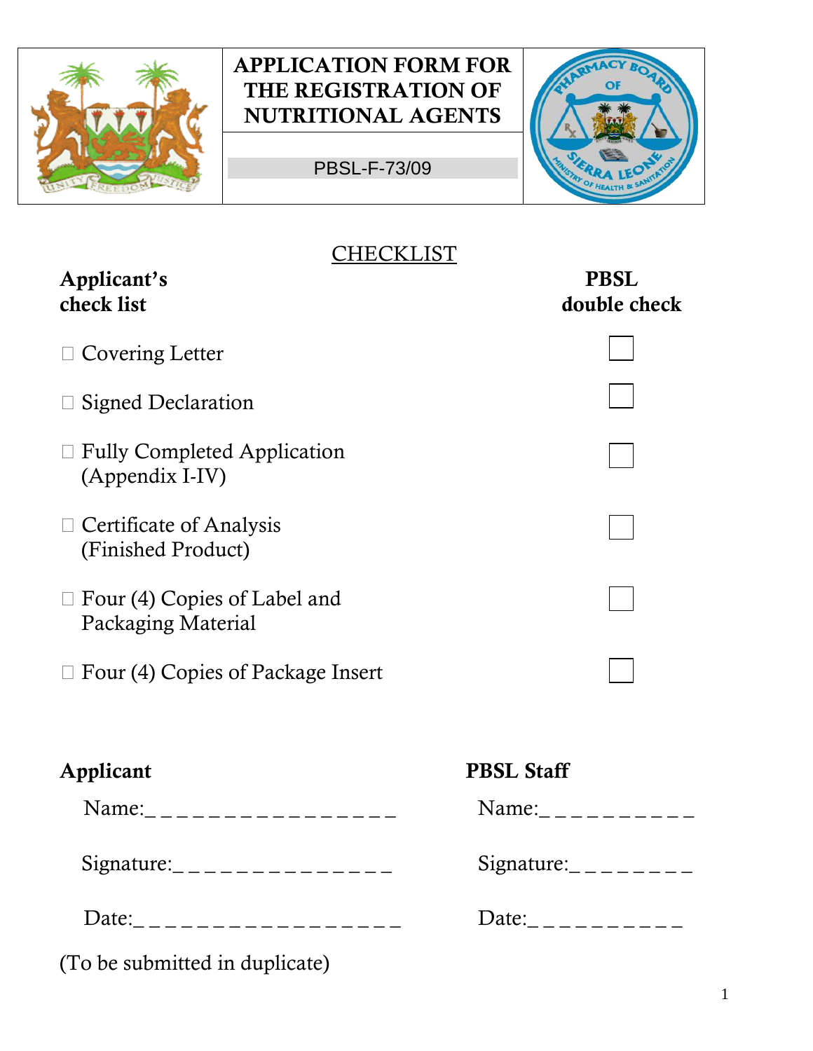# APPLICATION FORM FOR THE REGISTRATION OF NUTRITIONAL AGENTS

PBSL-F-73/09

## CHECKLIST

| Applicant's check list | PBSL double check |
|---|---|
| ☐ Covering Letter | ☐ |
| ☐ Signed Declaration | ☐ |
| ☐ Fully Completed Application (Appendix I-IV) | ☐ |
| ☐ Certificate of Analysis (Finished Product) | ☐ |
| ☐ Four (4) Copies of Label and Packaging Material | ☐ |
| ☐ Four (4) Copies of Package Insert | ☐ |

**Applicant**

Name:_ _ _ _ _ _ _ _ _ _ _ _ _ _ _ _

Signature:_ _ _ _ _ _ _ _ _ _ _ _ _ _

Date:_ _ _ _ _ _ _ _ _ _ _ _ _ _ _ _ _

**PBSL Staff**

Name:_ _ _ _ _ _ _ _ _ _

Signature:_ _ _ _ _ _ _ _

Date:_ _ _ _ _ _ _ _ _ _

(To be submitted in duplicate)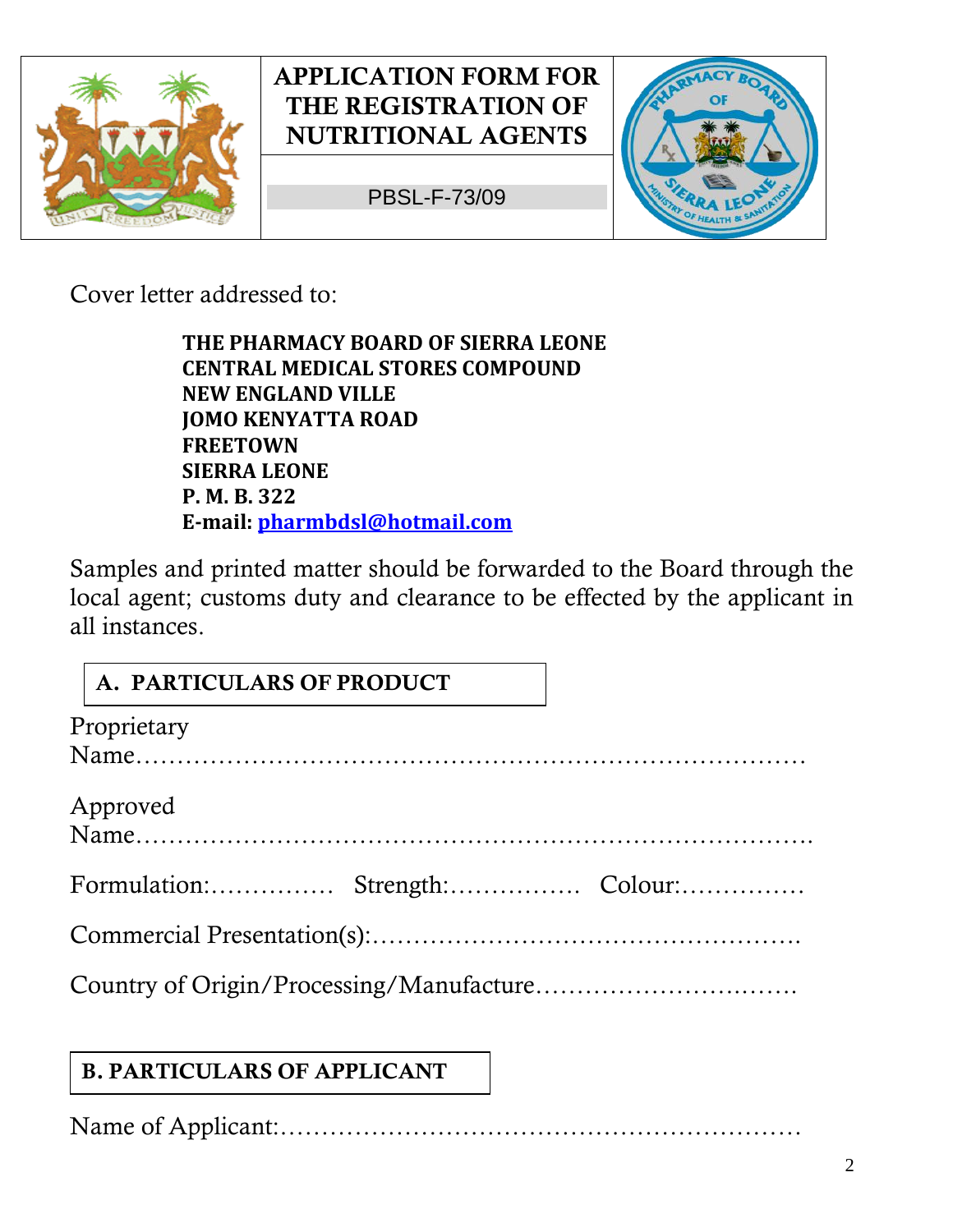# APPLICATION FORM FOR THE REGISTRATION OF NUTRITIONAL AGENTS

PBSL-F-73/09

Cover letter addressed to:

**THE PHARMACY BOARD OF SIERRA LEONE**
**CENTRAL MEDICAL STORES COMPOUND**
**NEW ENGLAND VILLE**
**JOMO KENYATTA ROAD**
**FREETOWN**
**SIERRA LEONE**
**P. M. B. 322**
**E-mail:** pharmbdsl@hotmail.com

Samples and printed matter should be forwarded to the Board through the local agent; customs duty and clearance to be effected by the applicant in all instances.

## A. PARTICULARS OF PRODUCT

Proprietary Name………………………………………………………………………

Approved Name……………………………………………………………………….

Formulation:…………… Strength:……………. Colour:……………

Commercial Presentation(s):…………………………………………….

Country of Origin/Processing/Manufacture…………………………..

## B. PARTICULARS OF APPLICANT

Name of Applicant:……………………………………………………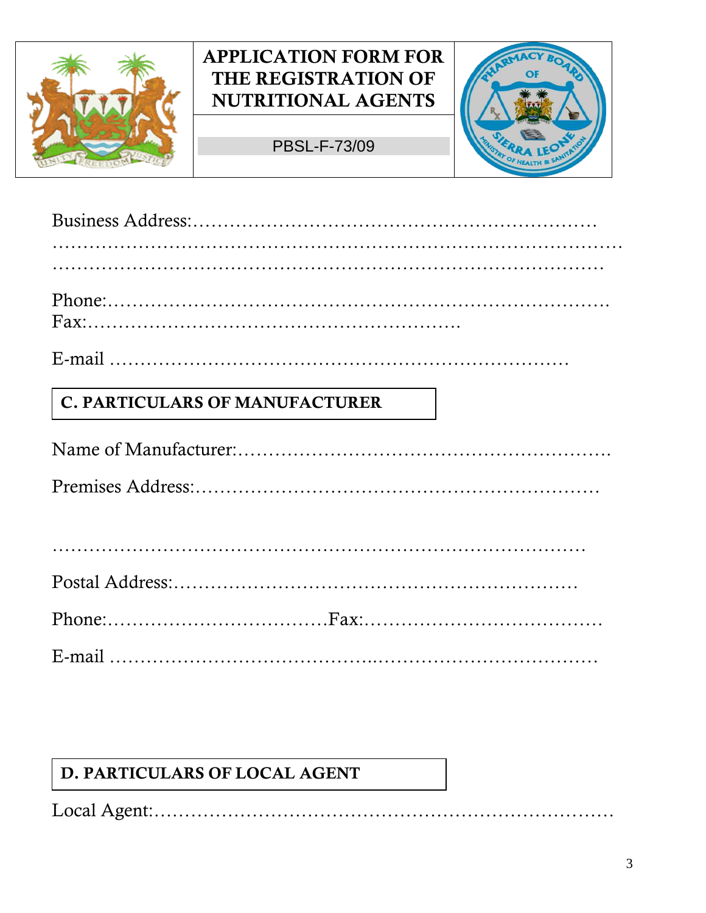| | APPLICATION FORM FOR THE REGISTRATION OF NUTRITIONAL AGENTS | |
|---|---|---|
| | PBSL-F-73/09 | |

Business Address:………………………………………………………… ………………………………………………………………………………… ………………………………………………………………………………

Phone:………………………………………………………………………. Fax:………………………………………………….

E-mail ……………………………………………………………….

**C. PARTICULARS OF MANUFACTURER**

Name of Manufacturer:…………………………………………………….

Premises Address:…………………………………………………………

……………………………………………………………………………

Postal Address:……………………………………………………………

Phone:………………………………Fax:…………………………………

E-mail ……………………………………..…………………………

**D. PARTICULARS OF LOCAL AGENT**

Local Agent:………………………………………………………………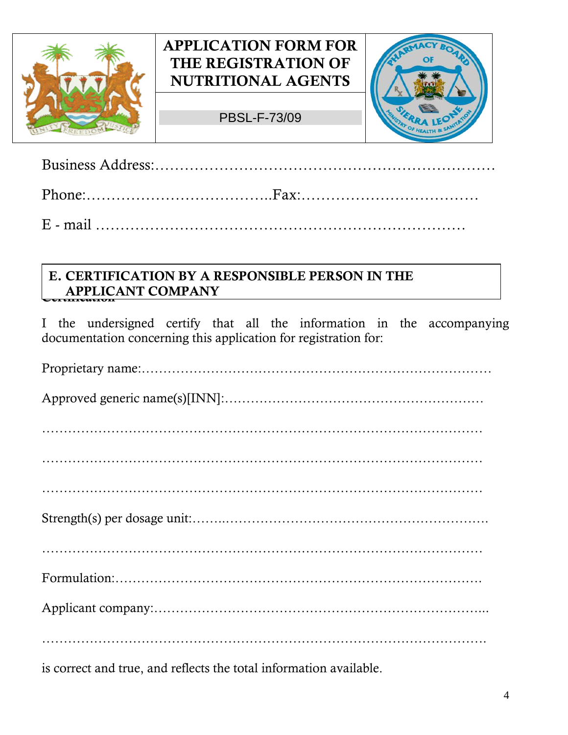| | APPLICATION FORM FOR THE REGISTRATION OF NUTRITIONAL AGENTS | |
|---|---|---|
| | PBSL-F-73/09 | |

Business Address:……………………………………………………………

Phone:………………………………..Fax:………………………………

E - mail …………………………………………………………………

## E. CERTIFICATION BY A RESPONSIBLE PERSON IN THE APPLICANT COMPANY

I the undersigned certify that all the information in the accompanying documentation concerning this application for registration for:

Proprietary name:…………………………………………………………………

Approved generic name(s)[INN]:…………………………………………………

………………………………………………………………………………………

………………………………………………………………………………………

………………………………………………………………………………………

Strength(s) per dosage unit:……..……………………………………………….

………………………………………………………………………………………

Formulation:………………………………………………………………………

Applicant company:………………………………………………………………...

………………………………………………………………………………………

is correct and true, and reflects the total information available.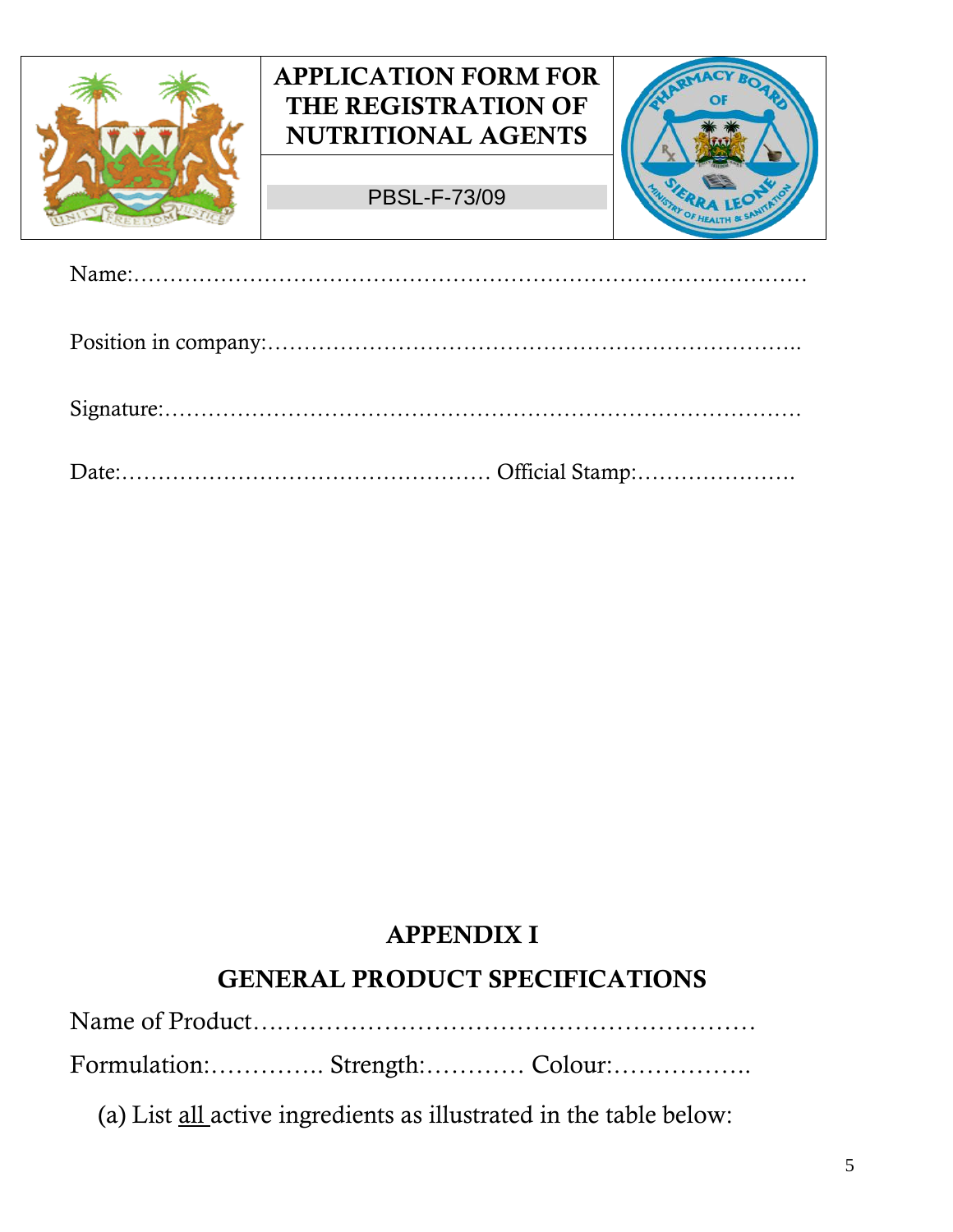| | APPLICATION FORM FOR THE REGISTRATION OF NUTRITIONAL AGENTS | |
|---|---|---|
| | PBSL-F-73/09 | |

Name:……………………………………………………………………………………

Position in company:…………………………………………………………………..

Signature:………………………………………………………………………………

Date:…………………………………………… Official Stamp:…………………

## APPENDIX I

## GENERAL PRODUCT SPECIFICATIONS

Name of Product…………………………………………………………

Formulation:………….. Strength:………… Colour:……………..

(a) List all active ingredients as illustrated in the table below: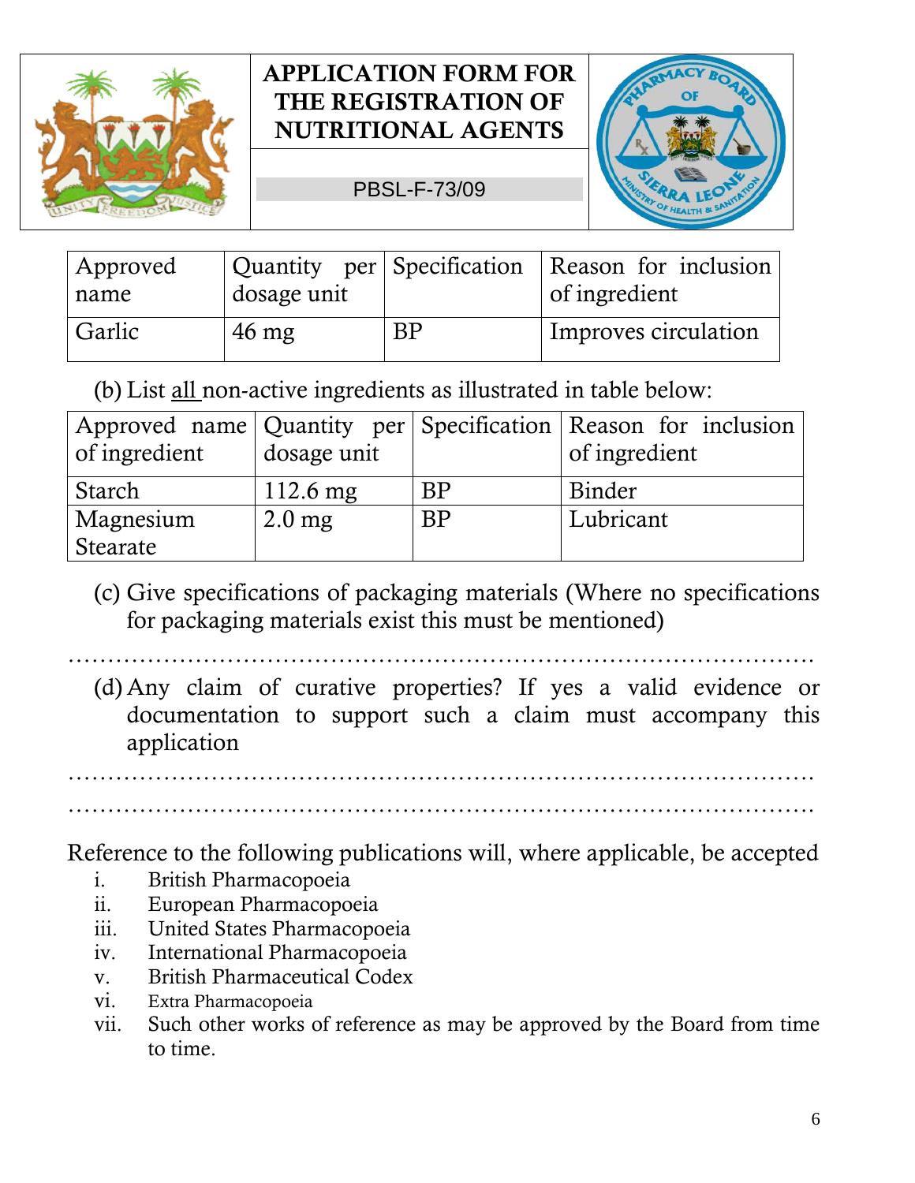# APPLICATION FORM FOR THE REGISTRATION OF NUTRITIONAL AGENTS

PBSL-F-73/09

| Approved name | Quantity per dosage unit | Specification | Reason for inclusion of ingredient |
|---|---|---|---|
| Garlic | 46 mg | BP | Improves circulation |

(b) List all non-active ingredients as illustrated in table below:

| Approved name of ingredient | Quantity per dosage unit | Specification | Reason for inclusion of ingredient |
|---|---|---|---|
| Starch | 112.6 mg | BP | Binder |
| Magnesium Stearate | 2.0 mg | BP | Lubricant |

(c) Give specifications of packaging materials (Where no specifications for packaging materials exist this must be mentioned)

…………………………………………………………………………………

(d) Any claim of curative properties? If yes a valid evidence or documentation to support such a claim must accompany this application

…………………………………………………………………………………

…………………………………………………………………………………

Reference to the following publications will, where applicable, be accepted

i. British Pharmacopoeia
ii. European Pharmacopoeia
iii. United States Pharmacopoeia
iv. International Pharmacopoeia
v. British Pharmaceutical Codex
vi. Extra Pharmacopoeia
vii. Such other works of reference as may be approved by the Board from time to time.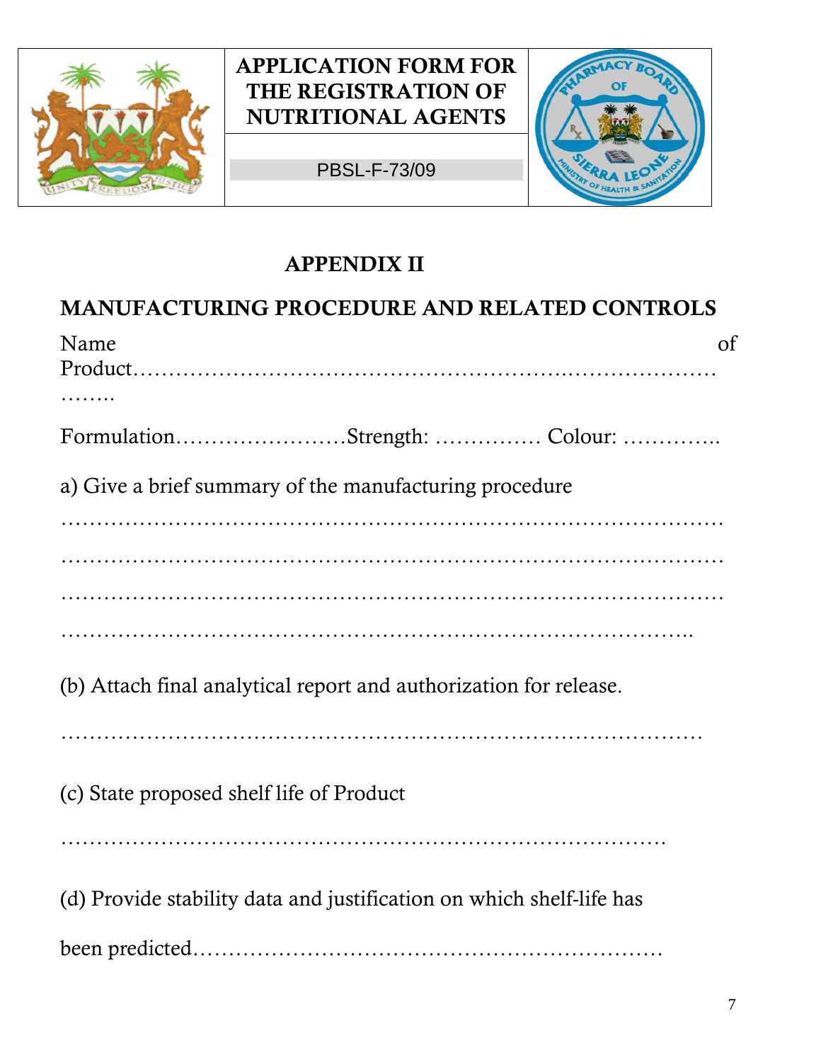| APPLICATION FORM FOR THE REGISTRATION OF NUTRITIONAL AGENTS |
|---|
| PBSL-F-73/09 |

## APPENDIX II

## MANUFACTURING PROCEDURE AND RELATED CONTROLS

Name of Product……………………………………………………….…………………………..

Formulation……………………Strength: …………… Colour: …………..

a) Give a brief summary of the manufacturing procedure

…………………………………………………………………………………

…………………………………………………………………………………

…………………………………………………………………………………

……………………………………………………………………………..

(b) Attach final analytical report and authorization for release.

………………………………………………………………………………

(c) State proposed shelf life of Product

……………………………………………………………………………

(d) Provide stability data and justification on which shelf-life has

been predicted…………………………………………………….…….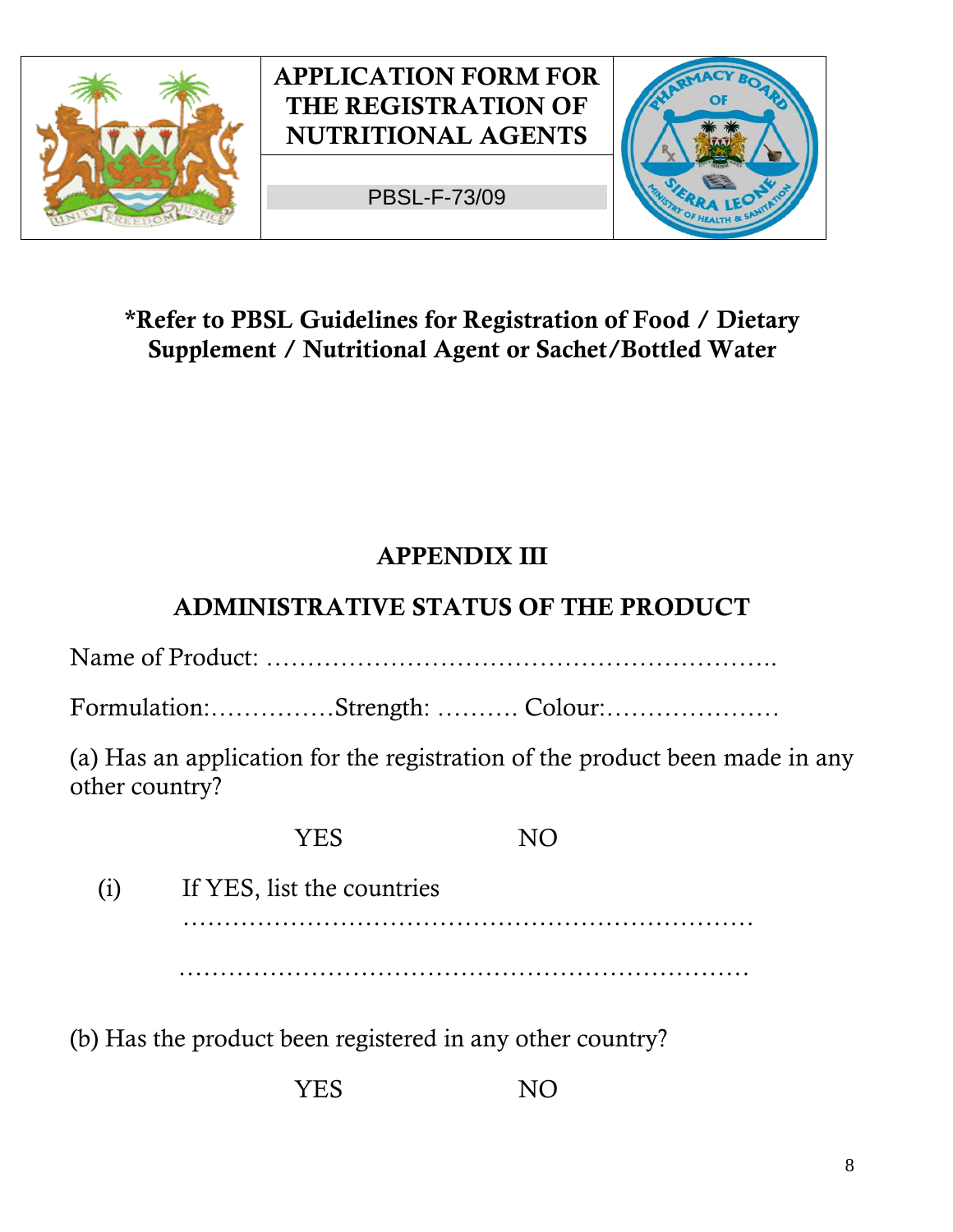| | APPLICATION FORM FOR THE REGISTRATION OF NUTRITIONAL AGENTS | |
|---|---|---|
| | PBSL-F-73/09 | |

**\*Refer to PBSL Guidelines for Registration of Food / Dietary Supplement / Nutritional Agent or Sachet/Bottled Water**

## APPENDIX III

## ADMINISTRATIVE STATUS OF THE PRODUCT

Name of Product: ……………………………………………………..

Formulation:……………Strength: ………. Colour:…………………

(a) Has an application for the registration of the product been made in any other country?

YES NO

(i) If YES, list the countries

……………………………………………………………

……………………………………………………………

(b) Has the product been registered in any other country?

YES NO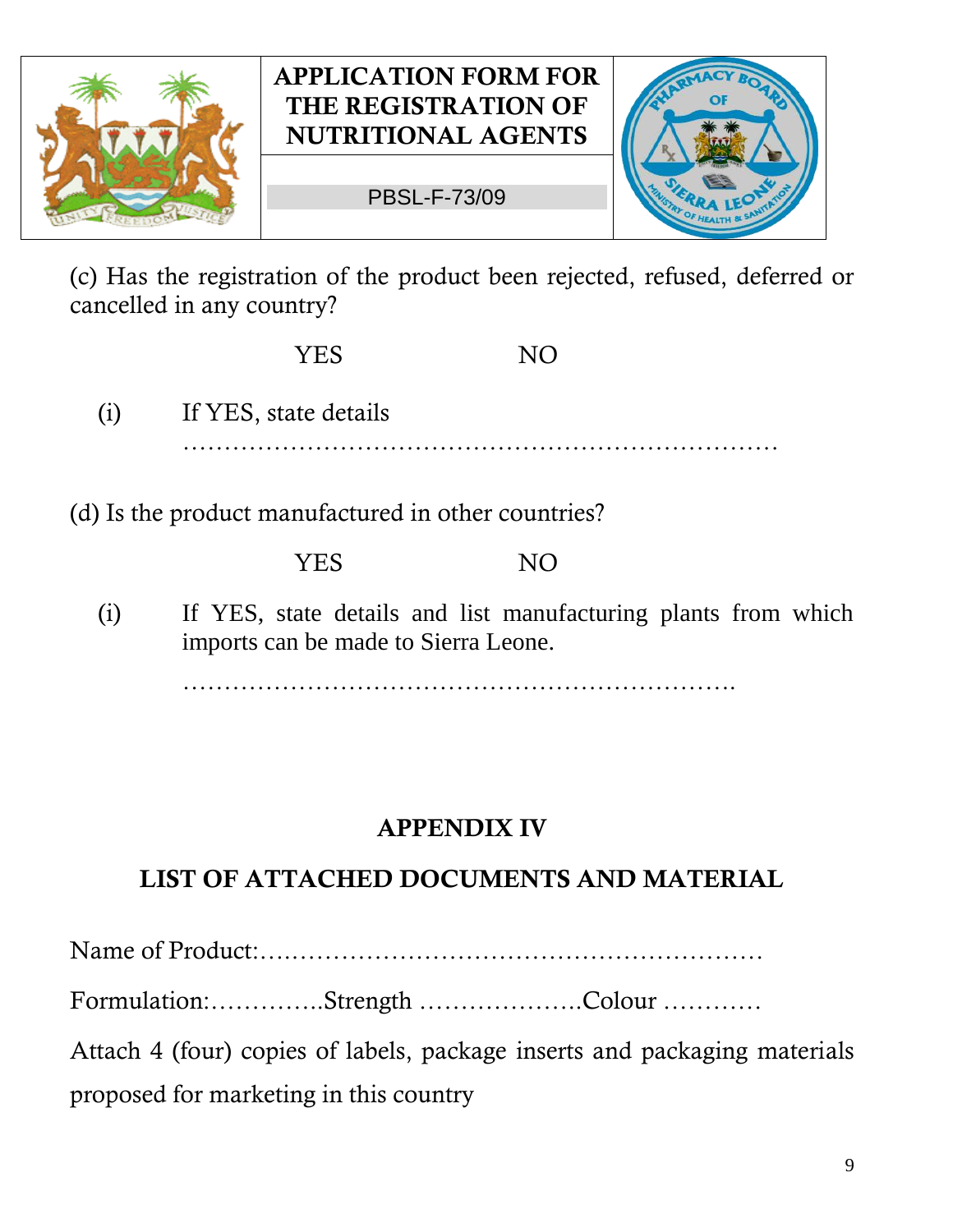(c) Has the registration of the product been rejected, refused, deferred or cancelled in any country?

YES NO

(i) If YES, state details ………………………………………………………………

(d) Is the product manufactured in other countries?

YES NO

(i) If YES, state details and list manufacturing plants from which imports can be made to Sierra Leone.

………………………………………………………….

## APPENDIX IV

## LIST OF ATTACHED DOCUMENTS AND MATERIAL

Name of Product:……………………………………………………

Formulation:…………..Strength ……………….Colour …………

Attach 4 (four) copies of labels, package inserts and packaging materials proposed for marketing in this country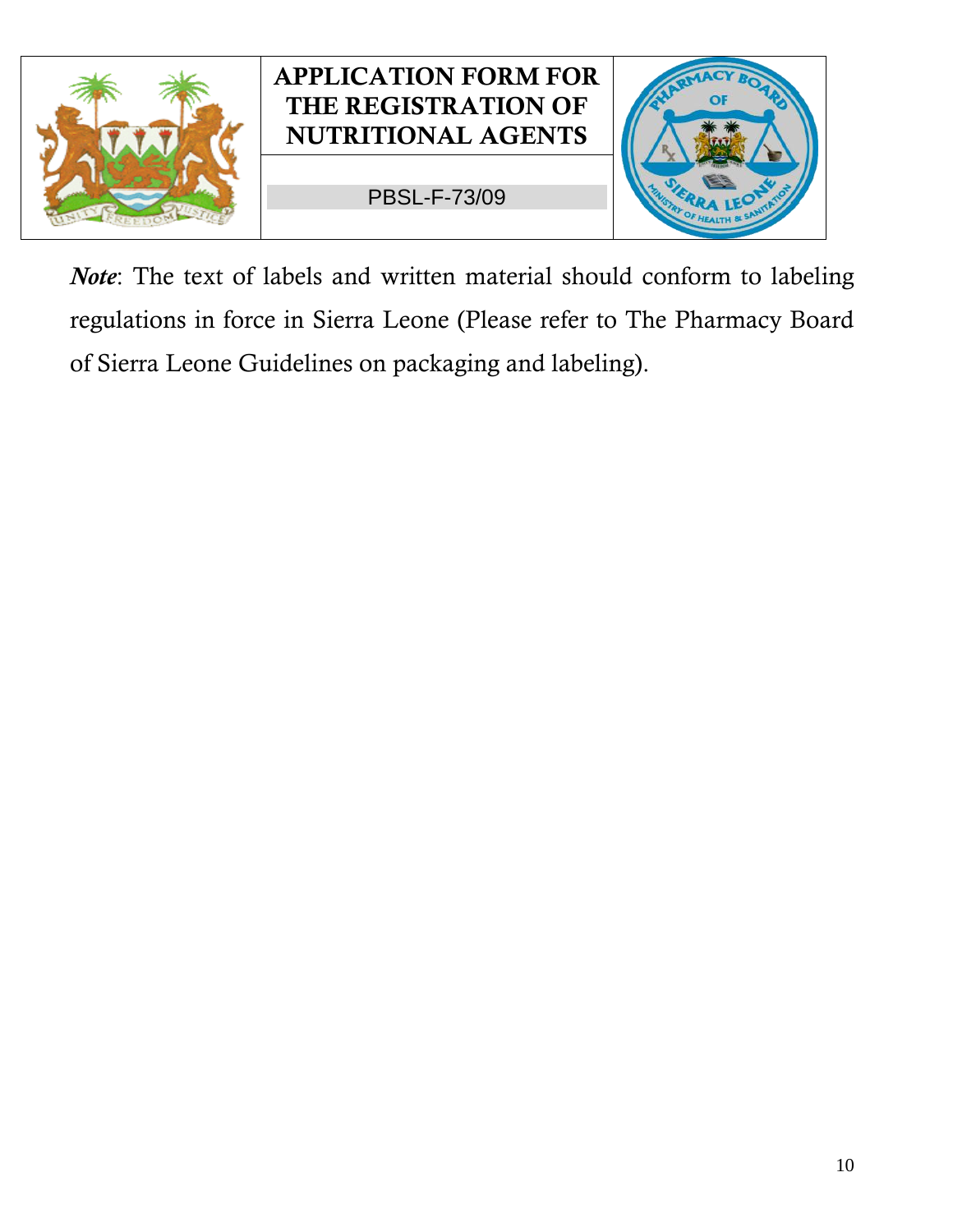| | | |
|---|---|---|
| | **APPLICATION FORM FOR THE REGISTRATION OF NUTRITIONAL AGENTS** | |
| | PBSL-F-73/09 | |

***Note***: The text of labels and written material should conform to labeling regulations in force in Sierra Leone (Please refer to The Pharmacy Board of Sierra Leone Guidelines on packaging and labeling).